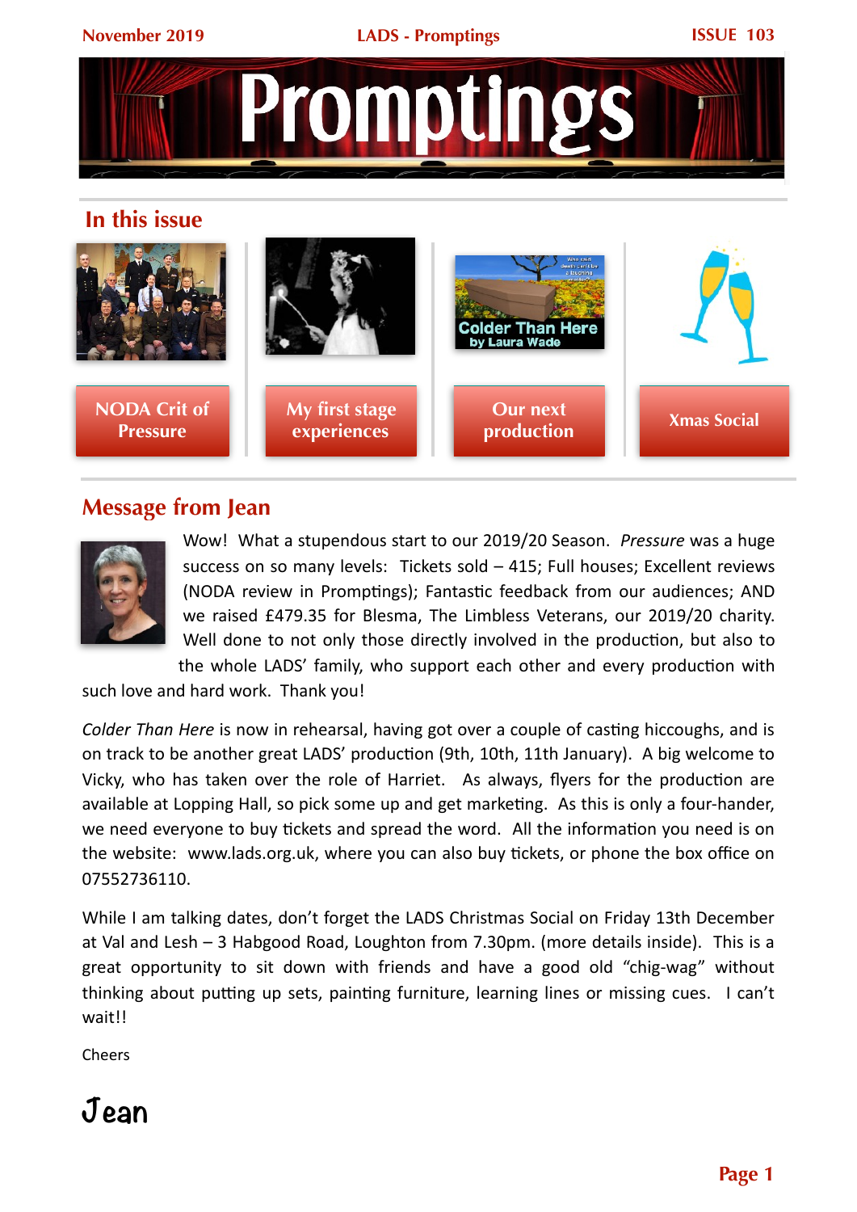# Promptings

## In this issue

- NODA Crit of Pressure
- My first stage experiences
- Our next production
- Xmas Social

## Message from Jean

Wow! What a stupendous start to our 2019/20 Season. *Pressure* was a huge success on so many levels: Tickets sold – 415; Full houses; Excellent reviews (NODA review in Promptings); Fantastic feedback from our audiences; AND we raised £479.35 for Blesma, The Limbless Veterans, our 2019/20 charity. Well done to not only those directly involved in the production, but also to the whole LADS' family, who support each other and every production with such love and hard work. Thank you!

*Colder Than Here* is now in rehearsal, having got over a couple of casting hiccoughs, and is on track to be another great LADS' production (9th, 10th, 11th January). A big welcome to Vicky, who has taken over the role of Harriet. As always, flyers for the production are available at Lopping Hall, so pick some up and get marketing. As this is only a four-hander, we need everyone to buy tickets and spread the word. All the information you need is on the website: www.lads.org.uk, where you can also buy tickets, or phone the box office on 07552736110.

While I am talking dates, don't forget the LADS Christmas Social on Friday 13th December at Val and Lesh – 3 Habgood Road, Loughton from 7.30pm. (more details inside). This is a great opportunity to sit down with friends and have a good old "chig-wag" without thinking about putting up sets, painting furniture, learning lines or missing cues. I can't wait!!

Cheers

Jean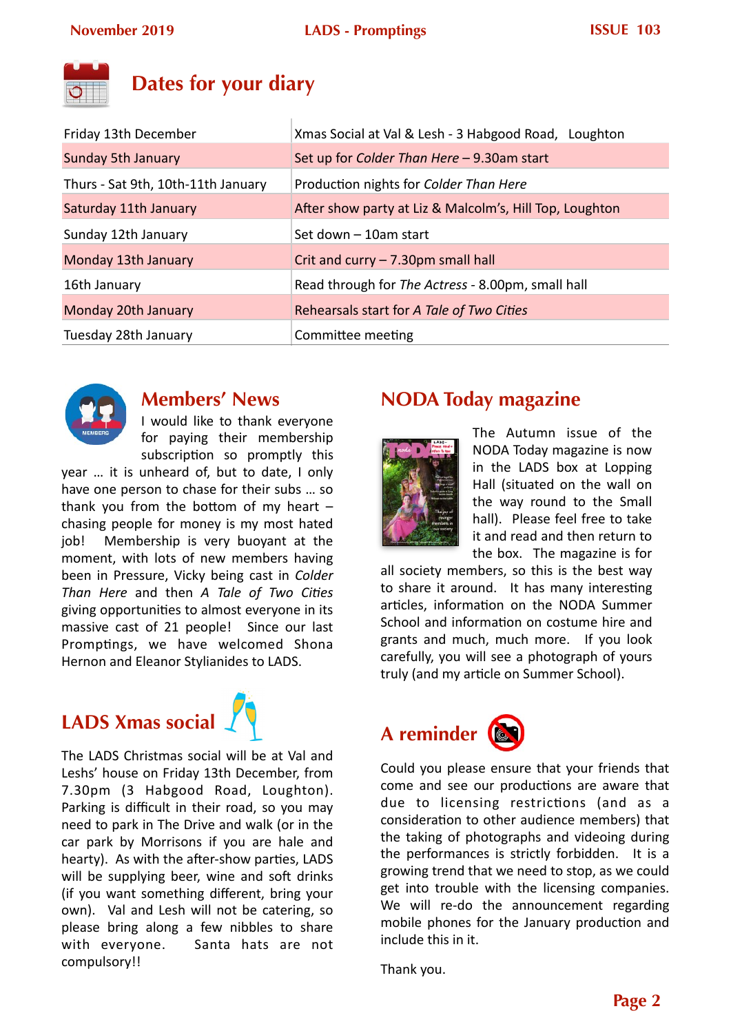## Dates for your diary

| Date | Event |
|---|---|
| Friday 13th December | Xmas Social at Val & Lesh - 3 Habgood Road, Loughton |
| Sunday 5th January | Set up for *Colder Than Here* – 9.30am start |
| Thurs - Sat 9th, 10th-11th January | Production nights for *Colder Than Here* |
| Saturday 11th January | After show party at Liz & Malcolm's, Hill Top, Loughton |
| Sunday 12th January | Set down – 10am start |
| Monday 13th January | Crit and curry – 7.30pm small hall |
| 16th January | Read through for *The Actress* - 8.00pm, small hall |
| Monday 20th January | Rehearsals start for *A Tale of Two Cities* |
| Tuesday 28th January | Committee meeting |

## Members' News

I would like to thank everyone for paying their membership subscription so promptly this year … it is unheard of, but to date, I only have one person to chase for their subs … so thank you from the bottom of my heart – chasing people for money is my most hated job! Membership is very buoyant at the moment, with lots of new members having been in Pressure, Vicky being cast in *Colder Than Here* and then *A Tale of Two Cities* giving opportunities to almost everyone in its massive cast of 21 people! Since our last Promptings, we have welcomed Shona Hernon and Eleanor Stylianides to LADS.

## LADS Xmas social

The LADS Christmas social will be at Val and Leshs' house on Friday 13th December, from 7.30pm (3 Habgood Road, Loughton). Parking is difficult in their road, so you may need to park in The Drive and walk (or in the car park by Morrisons if you are hale and hearty). As with the after-show parties, LADS will be supplying beer, wine and soft drinks (if you want something different, bring your own). Val and Lesh will not be catering, so please bring along a few nibbles to share with everyone. Santa hats are not compulsory!!

## NODA Today magazine

The Autumn issue of the NODA Today magazine is now in the LADS box at Lopping Hall (situated on the wall on the way round to the Small hall). Please feel free to take it and read and then return to the box. The magazine is for all society members, so this is the best way to share it around. It has many interesting articles, information on the NODA Summer School and information on costume hire and grants and much, much more. If you look carefully, you will see a photograph of yours truly (and my article on Summer School).

## A reminder

Could you please ensure that your friends that come and see our productions are aware that due to licensing restrictions (and as a consideration to other audience members) that the taking of photographs and videoing during the performances is strictly forbidden. It is a growing trend that we need to stop, as we could get into trouble with the licensing companies. We will re-do the announcement regarding mobile phones for the January production and include this in it.

Thank you.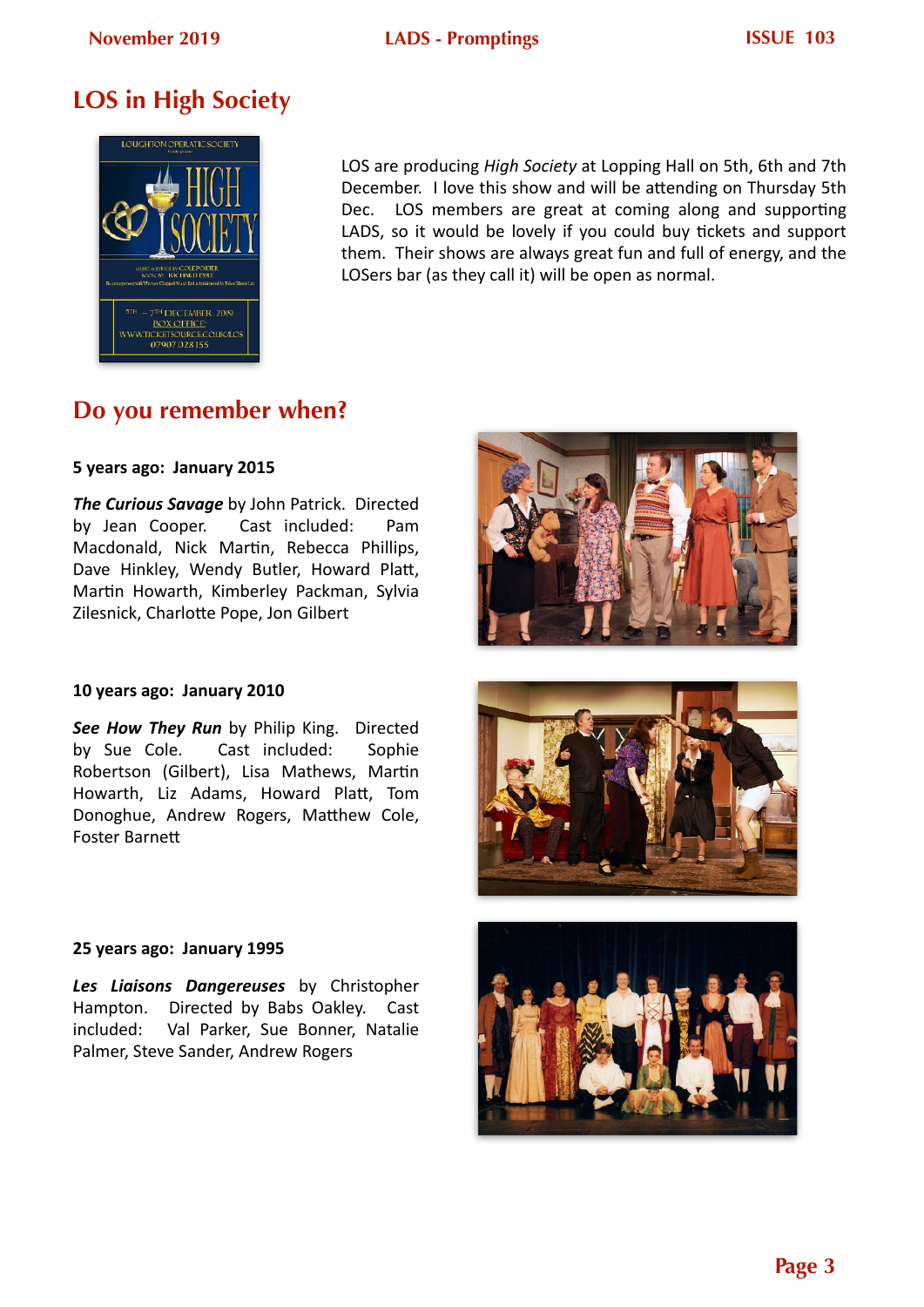## LOS in High Society

LOS are producing *High Society* at Lopping Hall on 5th, 6th and 7th December. I love this show and will be attending on Thursday 5th Dec. LOS members are great at coming along and supporting LADS, so it would be lovely if you could buy tickets and support them. Their shows are always great fun and full of energy, and the LOSers bar (as they call it) will be open as normal.

## Do you remember when?

**5 years ago: January 2015**

***The Curious Savage*** by John Patrick. Directed by Jean Cooper. Cast included: Pam Macdonald, Nick Martin, Rebecca Phillips, Dave Hinkley, Wendy Butler, Howard Platt, Martin Howarth, Kimberley Packman, Sylvia Zilesnick, Charlotte Pope, Jon Gilbert

**10 years ago: January 2010**

***See How They Run*** by Philip King. Directed by Sue Cole. Cast included: Sophie Robertson (Gilbert), Lisa Mathews, Martin Howarth, Liz Adams, Howard Platt, Tom Donoghue, Andrew Rogers, Matthew Cole, Foster Barnett

**25 years ago: January 1995**

***Les Liaisons Dangereuses*** by Christopher Hampton. Directed by Babs Oakley. Cast included: Val Parker, Sue Bonner, Natalie Palmer, Steve Sander, Andrew Rogers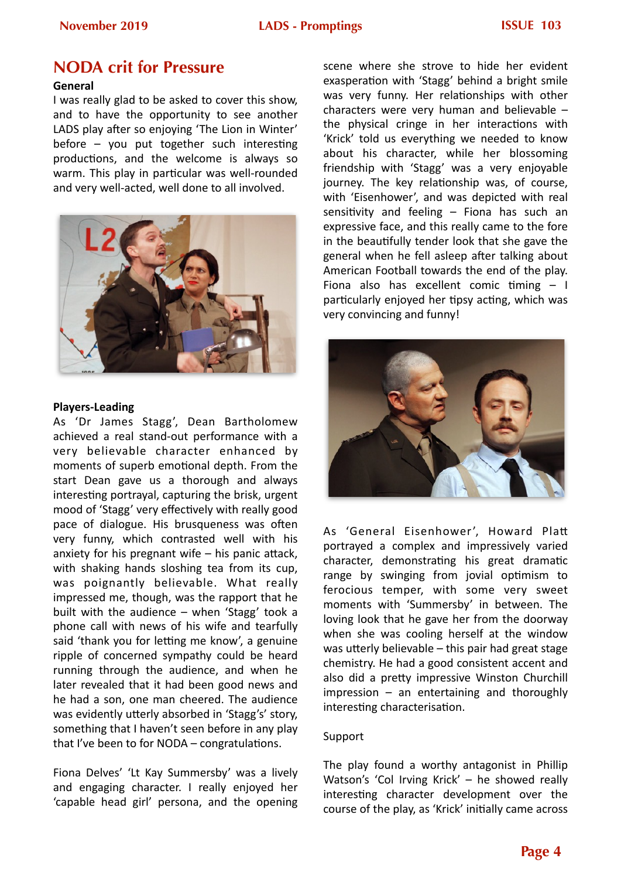## NODA crit for Pressure

**General**

I was really glad to be asked to cover this show, and to have the opportunity to see another LADS play after so enjoying 'The Lion in Winter' before – you put together such interesting productions, and the welcome is always so warm. This play in particular was well-rounded and very well-acted, well done to all involved.

**Players-Leading**

As 'Dr James Stagg', Dean Bartholomew achieved a real stand-out performance with a very believable character enhanced by moments of superb emotional depth. From the start Dean gave us a thorough and always interesting portrayal, capturing the brisk, urgent mood of 'Stagg' very effectively with really good pace of dialogue. His brusqueness was often very funny, which contrasted well with his anxiety for his pregnant wife – his panic attack, with shaking hands sloshing tea from its cup, was poignantly believable. What really impressed me, though, was the rapport that he built with the audience – when 'Stagg' took a phone call with news of his wife and tearfully said 'thank you for letting me know', a genuine ripple of concerned sympathy could be heard running through the audience, and when he later revealed that it had been good news and he had a son, one man cheered. The audience was evidently utterly absorbed in 'Stagg's' story, something that I haven't seen before in any play that I've been to for NODA – congratulations.

Fiona Delves' 'Lt Kay Summersby' was a lively and engaging character. I really enjoyed her 'capable head girl' persona, and the opening scene where she strove to hide her evident exasperation with 'Stagg' behind a bright smile was very funny. Her relationships with other characters were very human and believable – the physical cringe in her interactions with 'Krick' told us everything we needed to know about his character, while her blossoming friendship with 'Stagg' was a very enjoyable journey. The key relationship was, of course, with 'Eisenhower', and was depicted with real sensitivity and feeling – Fiona has such an expressive face, and this really came to the fore in the beautifully tender look that she gave the general when he fell asleep after talking about American Football towards the end of the play. Fiona also has excellent comic timing – I particularly enjoyed her tipsy acting, which was very convincing and funny!

As 'General Eisenhower', Howard Platt portrayed a complex and impressively varied character, demonstrating his great dramatic range by swinging from jovial optimism to ferocious temper, with some very sweet moments with 'Summersby' in between. The loving look that he gave her from the doorway when she was cooling herself at the window was utterly believable – this pair had great stage chemistry. He had a good consistent accent and also did a pretty impressive Winston Churchill impression – an entertaining and thoroughly interesting characterisation.

Support

The play found a worthy antagonist in Phillip Watson's 'Col Irving Krick' – he showed really interesting character development over the course of the play, as 'Krick' initially came across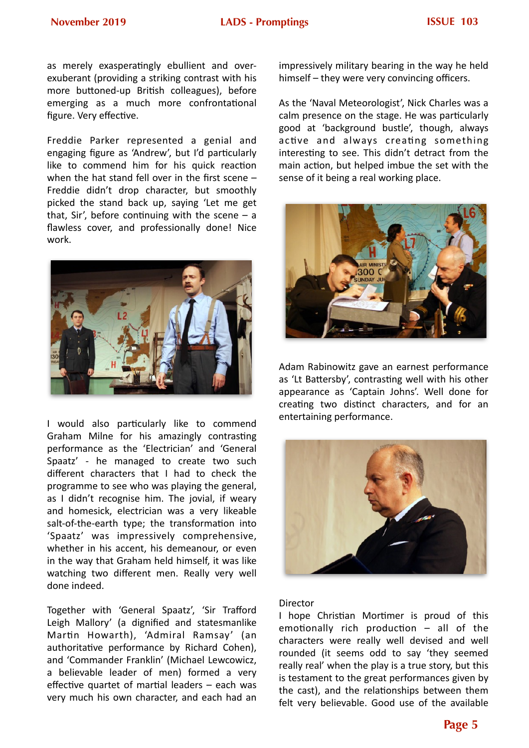as merely exasperatingly ebullient and over-exuberant (providing a striking contrast with his more buttoned-up British colleagues), before emerging as a much more confrontational figure. Very effective.

Freddie Parker represented a genial and engaging figure as 'Andrew', but I'd particularly like to commend him for his quick reaction when the hat stand fell over in the first scene – Freddie didn't drop character, but smoothly picked the stand back up, saying 'Let me get that, Sir', before continuing with the scene – a flawless cover, and professionally done! Nice work.

I would also particularly like to commend Graham Milne for his amazingly contrasting performance as the 'Electrician' and 'General Spaatz' - he managed to create two such different characters that I had to check the programme to see who was playing the general, as I didn't recognise him. The jovial, if weary and homesick, electrician was a very likeable salt-of-the-earth type; the transformation into 'Spaatz' was impressively comprehensive, whether in his accent, his demeanour, or even in the way that Graham held himself, it was like watching two different men. Really very well done indeed.

Together with 'General Spaatz', 'Sir Trafford Leigh Mallory' (a dignified and statesmanlike Martin Howarth), 'Admiral Ramsay' (an authoritative performance by Richard Cohen), and 'Commander Franklin' (Michael Lewcowicz, a believable leader of men) formed a very effective quartet of martial leaders – each was very much his own character, and each had an impressively military bearing in the way he held himself – they were very convincing officers.

As the 'Naval Meteorologist', Nick Charles was a calm presence on the stage. He was particularly good at 'background bustle', though, always active and always creating something interesting to see. This didn't detract from the main action, but helped imbue the set with the sense of it being a real working place.

Adam Rabinowitz gave an earnest performance as 'Lt Battersby', contrasting well with his other appearance as 'Captain Johns'. Well done for creating two distinct characters, and for an entertaining performance.

Director

I hope Christian Mortimer is proud of this emotionally rich production – all of the characters were really well devised and well rounded (it seems odd to say 'they seemed really real' when the play is a true story, but this is testament to the great performances given by the cast), and the relationships between them felt very believable. Good use of the available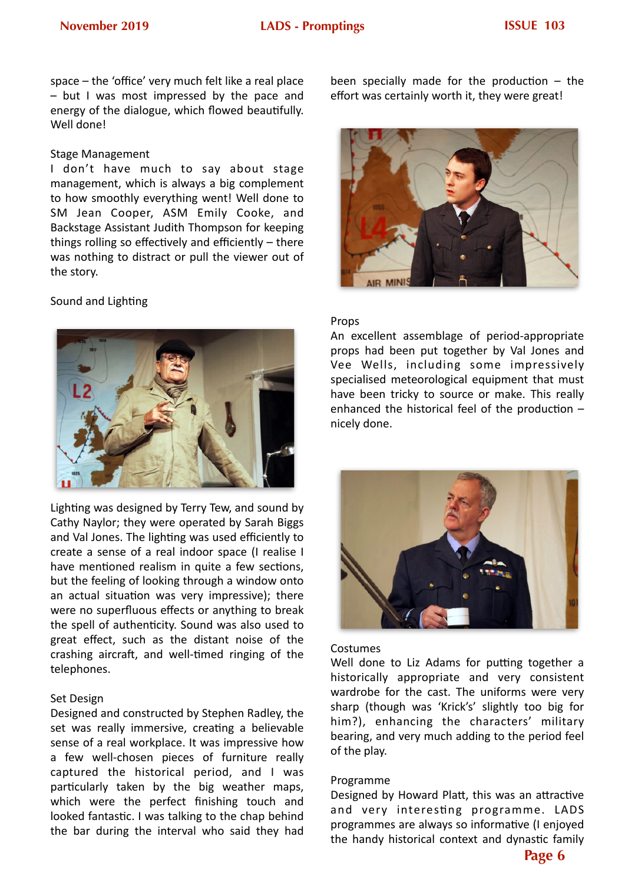space – the 'office' very much felt like a real place – but I was most impressed by the pace and energy of the dialogue, which flowed beautifully. Well done!

Stage Management

I don't have much to say about stage management, which is always a big complement to how smoothly everything went! Well done to SM Jean Cooper, ASM Emily Cooke, and Backstage Assistant Judith Thompson for keeping things rolling so effectively and efficiently – there was nothing to distract or pull the viewer out of the story.

Sound and Lighting

Lighting was designed by Terry Tew, and sound by Cathy Naylor; they were operated by Sarah Biggs and Val Jones. The lighting was used efficiently to create a sense of a real indoor space (I realise I have mentioned realism in quite a few sections, but the feeling of looking through a window onto an actual situation was very impressive); there were no superfluous effects or anything to break the spell of authenticity. Sound was also used to great effect, such as the distant noise of the crashing aircraft, and well-timed ringing of the telephones.

Set Design

Designed and constructed by Stephen Radley, the set was really immersive, creating a believable sense of a real workplace. It was impressive how a few well-chosen pieces of furniture really captured the historical period, and I was particularly taken by the big weather maps, which were the perfect finishing touch and looked fantastic. I was talking to the chap behind the bar during the interval who said they had been specially made for the production – the effort was certainly worth it, they were great!

Props

An excellent assemblage of period-appropriate props had been put together by Val Jones and Vee Wells, including some impressively specialised meteorological equipment that must have been tricky to source or make. This really enhanced the historical feel of the production – nicely done.

Costumes

Well done to Liz Adams for putting together a historically appropriate and very consistent wardrobe for the cast. The uniforms were very sharp (though was 'Krick's' slightly too big for him?), enhancing the characters' military bearing, and very much adding to the period feel of the play.

Programme

Designed by Howard Platt, this was an attractive and very interesting programme. LADS programmes are always so informative (I enjoyed the handy historical context and dynastic family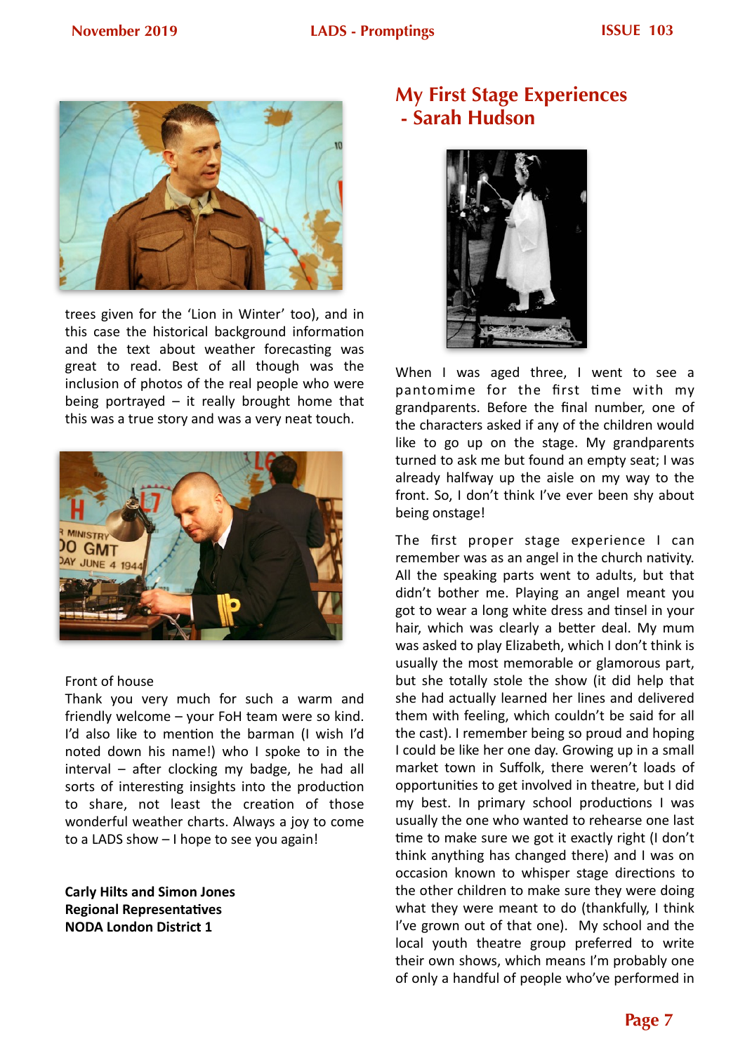trees given for the 'Lion in Winter' too), and in this case the historical background information and the text about weather forecasting was great to read. Best of all though was the inclusion of photos of the real people who were being portrayed – it really brought home that this was a true story and was a very neat touch.

Front of house

Thank you very much for such a warm and friendly welcome – your FoH team were so kind. I'd also like to mention the barman (I wish I'd noted down his name!) who I spoke to in the interval – after clocking my badge, he had all sorts of interesting insights into the production to share, not least the creation of those wonderful weather charts. Always a joy to come to a LADS show – I hope to see you again!

**Carly Hilts and Simon Jones**
**Regional Representatives**
**NODA London District 1**

## My First Stage Experiences - Sarah Hudson

When I was aged three, I went to see a pantomime for the first time with my grandparents. Before the final number, one of the characters asked if any of the children would like to go up on the stage. My grandparents turned to ask me but found an empty seat; I was already halfway up the aisle on my way to the front. So, I don't think I've ever been shy about being onstage!

The first proper stage experience I can remember was as an angel in the church nativity. All the speaking parts went to adults, but that didn't bother me. Playing an angel meant you got to wear a long white dress and tinsel in your hair, which was clearly a better deal. My mum was asked to play Elizabeth, which I don't think is usually the most memorable or glamorous part, but she totally stole the show (it did help that she had actually learned her lines and delivered them with feeling, which couldn't be said for all the cast). I remember being so proud and hoping I could be like her one day. Growing up in a small market town in Suffolk, there weren't loads of opportunities to get involved in theatre, but I did my best. In primary school productions I was usually the one who wanted to rehearse one last time to make sure we got it exactly right (I don't think anything has changed there) and I was on occasion known to whisper stage directions to the other children to make sure they were doing what they were meant to do (thankfully, I think I've grown out of that one). My school and the local youth theatre group preferred to write their own shows, which means I'm probably one of only a handful of people who've performed in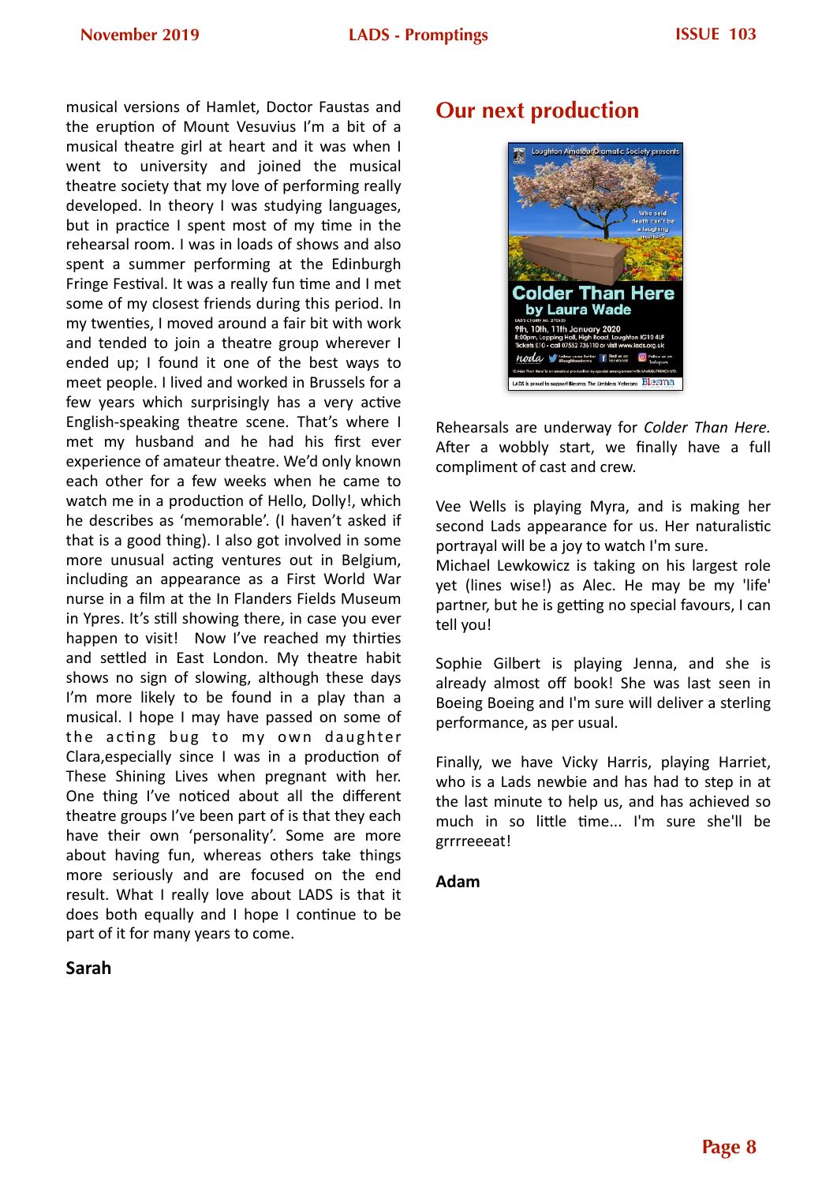musical versions of Hamlet, Doctor Faustas and the eruption of Mount Vesuvius I'm a bit of a musical theatre girl at heart and it was when I went to university and joined the musical theatre society that my love of performing really developed. In theory I was studying languages, but in practice I spent most of my time in the rehearsal room. I was in loads of shows and also spent a summer performing at the Edinburgh Fringe Festival. It was a really fun time and I met some of my closest friends during this period. In my twenties, I moved around a fair bit with work and tended to join a theatre group wherever I ended up; I found it one of the best ways to meet people. I lived and worked in Brussels for a few years which surprisingly has a very active English-speaking theatre scene. That's where I met my husband and he had his first ever experience of amateur theatre. We'd only known each other for a few weeks when he came to watch me in a production of Hello, Dolly!, which he describes as 'memorable'. (I haven't asked if that is a good thing). I also got involved in some more unusual acting ventures out in Belgium, including an appearance as a First World War nurse in a film at the In Flanders Fields Museum in Ypres. It's still showing there, in case you ever happen to visit! Now I've reached my thirties and settled in East London. My theatre habit shows no sign of slowing, although these days I'm more likely to be found in a play than a musical. I hope I may have passed on some of the acting bug to my own daughter Clara,especially since I was in a production of These Shining Lives when pregnant with her. One thing I've noticed about all the different theatre groups I've been part of is that they each have their own 'personality'. Some are more about having fun, whereas others take things more seriously and are focused on the end result. What I really love about LADS is that it does both equally and I hope I continue to be part of it for many years to come.

**Sarah**

## Our next production

Loughton Amateur Dramatic Society presents

Who said death can't be a laughing matter?

Colder Than Here
by Laura Wade

9th, 10th, 11th January 2020
8:00pm, Lopping Hall, High Road, Loughton IG10 4LF
Tickets £10 - call 07552 736110 or visit www.lads.org.uk

LADS is proud to support Blesma, The Limbless Veterans

Rehearsals are underway for *Colder Than Here.* After a wobbly start, we finally have a full compliment of cast and crew.

Vee Wells is playing Myra, and is making her second Lads appearance for us. Her naturalistic portrayal will be a joy to watch I'm sure.
Michael Lewkowicz is taking on his largest role yet (lines wise!) as Alec. He may be my 'life' partner, but he is getting no special favours, I can tell you!

Sophie Gilbert is playing Jenna, and she is already almost off book! She was last seen in Boeing Boeing and I'm sure will deliver a sterling performance, as per usual.

Finally, we have Vicky Harris, playing Harriet, who is a Lads newbie and has had to step in at the last minute to help us, and has achieved so much in so little time... I'm sure she'll be grrrreeeat!

**Adam**